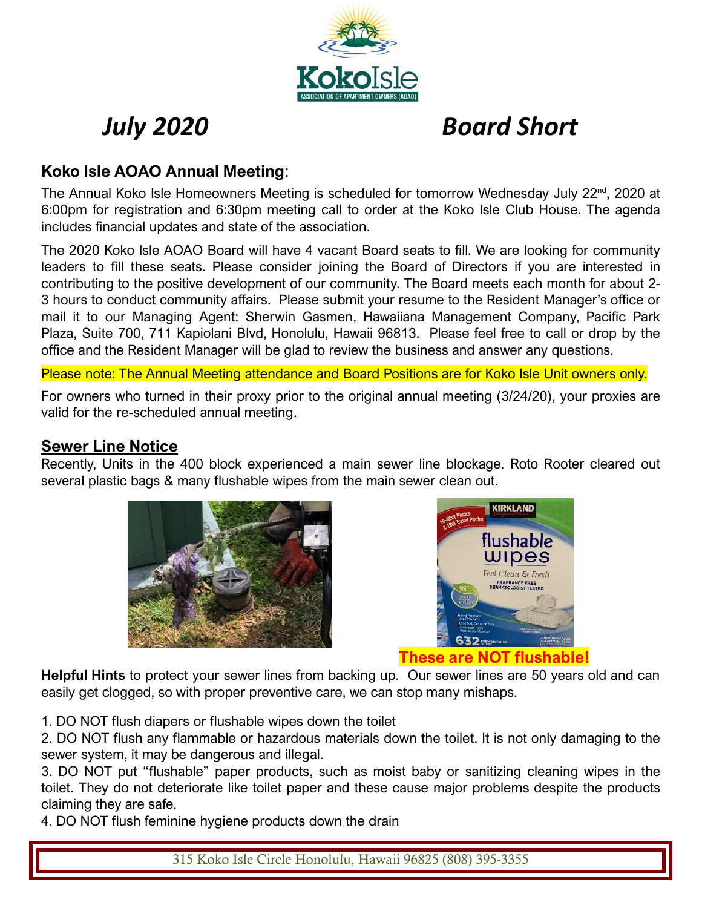# July 2020 Board Short

## Koko Isle AOAO Annual Meeting:

The Annual Koko Isle Homeowners Meeting is scheduled for tomorrow Wednesday July 22nd, 2020 at 6:00pm for registration and 6:30pm meeting call to order at the Koko Isle Club House. The agenda includes financial updates and state of the association.

The 2020 Koko Isle AOAO Board will have 4 vacant Board seats to fill. We are looking for community leaders to fill these seats. Please consider joining the Board of Directors if you are interested in contributing to the positive development of our community. The Board meets each month for about 2-3 hours to conduct community affairs. Please submit your resume to the Resident Manager's office or mail it to our Managing Agent: Sherwin Gasmen, Hawaiiana Management Company, Pacific Park Plaza, Suite 700, 711 Kapiolani Blvd, Honolulu, Hawaii 96813. Please feel free to call or drop by the office and the Resident Manager will be glad to review the business and answer any questions.

Please note: The Annual Meeting attendance and Board Positions are for Koko Isle Unit owners only.

For owners who turned in their proxy prior to the original annual meeting (3/24/20), your proxies are valid for the re-scheduled annual meeting.

## Sewer Line Notice

Recently, Units in the 400 block experienced a main sewer line blockage. Roto Rooter cleared out several plastic bags & many flushable wipes from the main sewer clean out.

**These are NOT flushable!**

**Helpful Hints** to protect your sewer lines from backing up. Our sewer lines are 50 years old and can easily get clogged, so with proper preventive care, we can stop many mishaps.

1. DO NOT flush diapers or flushable wipes down the toilet
2. DO NOT flush any flammable or hazardous materials down the toilet. It is not only damaging to the sewer system, it may be dangerous and illegal.
3. DO NOT put "flushable" paper products, such as moist baby or sanitizing cleaning wipes in the toilet. They do not deteriorate like toilet paper and these cause major problems despite the products claiming they are safe.
4. DO NOT flush feminine hygiene products down the drain

315 Koko Isle Circle Honolulu, Hawaii 96825 (808) 395-3355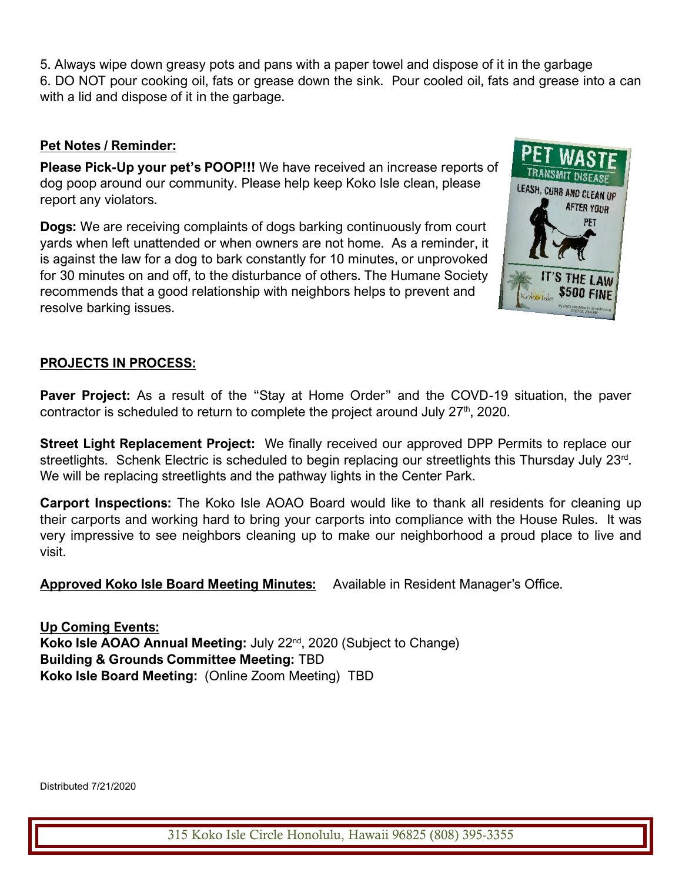5. Always wipe down greasy pots and pans with a paper towel and dispose of it in the garbage
6. DO NOT pour cooking oil, fats or grease down the sink. Pour cooled oil, fats and grease into a can with a lid and dispose of it in the garbage.

**Pet Notes / Reminder:**

**Please Pick-Up your pet's POOP!!!** We have received an increase reports of dog poop around our community. Please help keep Koko Isle clean, please report any violators.

**Dogs:** We are receiving complaints of dogs barking continuously from court yards when left unattended or when owners are not home. As a reminder, it is against the law for a dog to bark constantly for 10 minutes, or unprovoked for 30 minutes on and off, to the disturbance of others. The Humane Society recommends that a good relationship with neighbors helps to prevent and resolve barking issues.

**PROJECTS IN PROCESS:**

**Paver Project:** As a result of the "Stay at Home Order" and the COVD-19 situation, the paver contractor is scheduled to return to complete the project around July 27th, 2020.

**Street Light Replacement Project:** We finally received our approved DPP Permits to replace our streetlights. Schenk Electric is scheduled to begin replacing our streetlights this Thursday July 23rd. We will be replacing streetlights and the pathway lights in the Center Park.

**Carport Inspections:** The Koko Isle AOAO Board would like to thank all residents for cleaning up their carports and working hard to bring your carports into compliance with the House Rules. It was very impressive to see neighbors cleaning up to make our neighborhood a proud place to live and visit.

**Approved Koko Isle Board Meeting Minutes:** Available in Resident Manager's Office.

**Up Coming Events:**
**Koko Isle AOAO Annual Meeting:** July 22nd, 2020 (Subject to Change)
**Building & Grounds Committee Meeting:** TBD
**Koko Isle Board Meeting:** (Online Zoom Meeting) TBD

Distributed 7/21/2020

315 Koko Isle Circle Honolulu, Hawaii 96825 (808) 395-3355